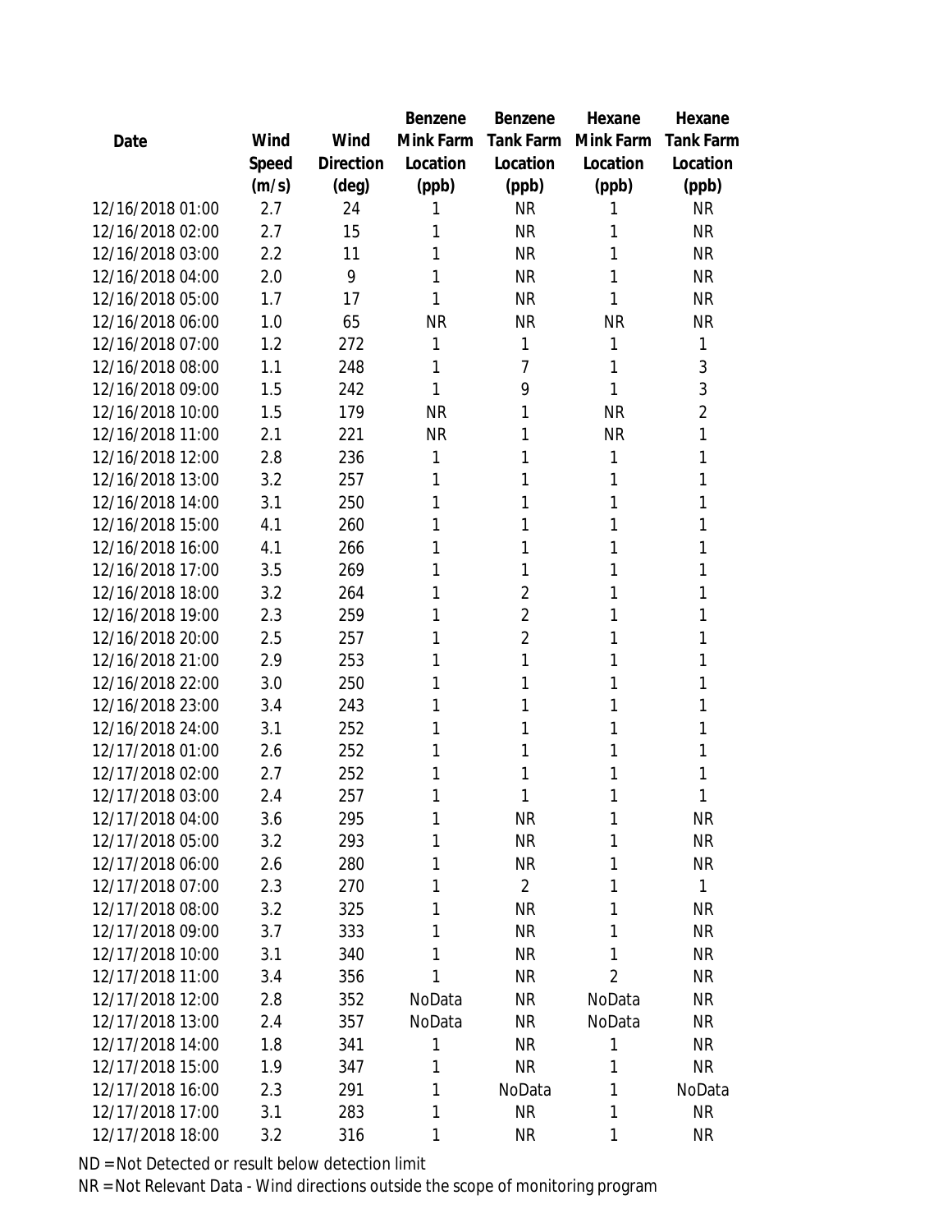| Date | Wind Speed (m/s) | Wind Direction (deg) | Benzene Mink Farm Location (ppb) | Benzene Tank Farm Location (ppb) | Hexane Mink Farm Location (ppb) | Hexane Tank Farm Location (ppb) |
|---|---|---|---|---|---|---|
| 12/16/2018 01:00 | 2.7 | 24 | 1 | NR | 1 | NR |
| 12/16/2018 02:00 | 2.7 | 15 | 1 | NR | 1 | NR |
| 12/16/2018 03:00 | 2.2 | 11 | 1 | NR | 1 | NR |
| 12/16/2018 04:00 | 2.0 | 9 | 1 | NR | 1 | NR |
| 12/16/2018 05:00 | 1.7 | 17 | 1 | NR | 1 | NR |
| 12/16/2018 06:00 | 1.0 | 65 | NR | NR | NR | NR |
| 12/16/2018 07:00 | 1.2 | 272 | 1 | 1 | 1 | 1 |
| 12/16/2018 08:00 | 1.1 | 248 | 1 | 7 | 1 | 3 |
| 12/16/2018 09:00 | 1.5 | 242 | 1 | 9 | 1 | 3 |
| 12/16/2018 10:00 | 1.5 | 179 | NR | 1 | NR | 2 |
| 12/16/2018 11:00 | 2.1 | 221 | NR | 1 | NR | 1 |
| 12/16/2018 12:00 | 2.8 | 236 | 1 | 1 | 1 | 1 |
| 12/16/2018 13:00 | 3.2 | 257 | 1 | 1 | 1 | 1 |
| 12/16/2018 14:00 | 3.1 | 250 | 1 | 1 | 1 | 1 |
| 12/16/2018 15:00 | 4.1 | 260 | 1 | 1 | 1 | 1 |
| 12/16/2018 16:00 | 4.1 | 266 | 1 | 1 | 1 | 1 |
| 12/16/2018 17:00 | 3.5 | 269 | 1 | 1 | 1 | 1 |
| 12/16/2018 18:00 | 3.2 | 264 | 1 | 2 | 1 | 1 |
| 12/16/2018 19:00 | 2.3 | 259 | 1 | 2 | 1 | 1 |
| 12/16/2018 20:00 | 2.5 | 257 | 1 | 2 | 1 | 1 |
| 12/16/2018 21:00 | 2.9 | 253 | 1 | 1 | 1 | 1 |
| 12/16/2018 22:00 | 3.0 | 250 | 1 | 1 | 1 | 1 |
| 12/16/2018 23:00 | 3.4 | 243 | 1 | 1 | 1 | 1 |
| 12/16/2018 24:00 | 3.1 | 252 | 1 | 1 | 1 | 1 |
| 12/17/2018 01:00 | 2.6 | 252 | 1 | 1 | 1 | 1 |
| 12/17/2018 02:00 | 2.7 | 252 | 1 | 1 | 1 | 1 |
| 12/17/2018 03:00 | 2.4 | 257 | 1 | 1 | 1 | 1 |
| 12/17/2018 04:00 | 3.6 | 295 | 1 | NR | 1 | NR |
| 12/17/2018 05:00 | 3.2 | 293 | 1 | NR | 1 | NR |
| 12/17/2018 06:00 | 2.6 | 280 | 1 | NR | 1 | NR |
| 12/17/2018 07:00 | 2.3 | 270 | 1 | 2 | 1 | 1 |
| 12/17/2018 08:00 | 3.2 | 325 | 1 | NR | 1 | NR |
| 12/17/2018 09:00 | 3.7 | 333 | 1 | NR | 1 | NR |
| 12/17/2018 10:00 | 3.1 | 340 | 1 | NR | 1 | NR |
| 12/17/2018 11:00 | 3.4 | 356 | 1 | NR | 2 | NR |
| 12/17/2018 12:00 | 2.8 | 352 | NoData | NR | NoData | NR |
| 12/17/2018 13:00 | 2.4 | 357 | NoData | NR | NoData | NR |
| 12/17/2018 14:00 | 1.8 | 341 | 1 | NR | 1 | NR |
| 12/17/2018 15:00 | 1.9 | 347 | 1 | NR | 1 | NR |
| 12/17/2018 16:00 | 2.3 | 291 | 1 | NoData | 1 | NoData |
| 12/17/2018 17:00 | 3.1 | 283 | 1 | NR | 1 | NR |
| 12/17/2018 18:00 | 3.2 | 316 | 1 | NR | 1 | NR |

ND = Not Detected or result below detection limit

NR = Not Relevant Data - Wind directions outside the scope of monitoring program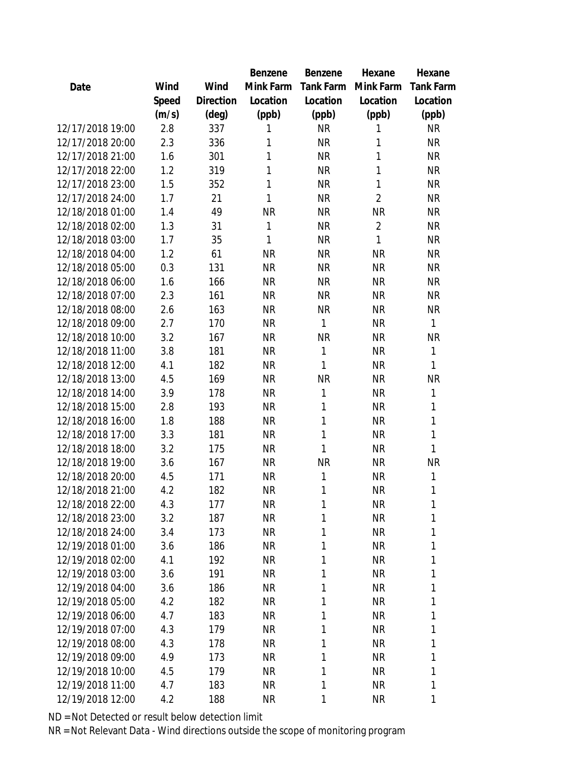| Date | Wind Speed (m/s) | Wind Direction (deg) | Benzene Mink Farm Location (ppb) | Benzene Tank Farm Location (ppb) | Hexane Mink Farm Location (ppb) | Hexane Tank Farm Location (ppb) |
|---|---|---|---|---|---|---|
| 12/17/2018 19:00 | 2.8 | 337 | 1 | NR | 1 | NR |
| 12/17/2018 20:00 | 2.3 | 336 | 1 | NR | 1 | NR |
| 12/17/2018 21:00 | 1.6 | 301 | 1 | NR | 1 | NR |
| 12/17/2018 22:00 | 1.2 | 319 | 1 | NR | 1 | NR |
| 12/17/2018 23:00 | 1.5 | 352 | 1 | NR | 1 | NR |
| 12/17/2018 24:00 | 1.7 | 21 | 1 | NR | 2 | NR |
| 12/18/2018 01:00 | 1.4 | 49 | NR | NR | NR | NR |
| 12/18/2018 02:00 | 1.3 | 31 | 1 | NR | 2 | NR |
| 12/18/2018 03:00 | 1.7 | 35 | 1 | NR | 1 | NR |
| 12/18/2018 04:00 | 1.2 | 61 | NR | NR | NR | NR |
| 12/18/2018 05:00 | 0.3 | 131 | NR | NR | NR | NR |
| 12/18/2018 06:00 | 1.6 | 166 | NR | NR | NR | NR |
| 12/18/2018 07:00 | 2.3 | 161 | NR | NR | NR | NR |
| 12/18/2018 08:00 | 2.6 | 163 | NR | NR | NR | NR |
| 12/18/2018 09:00 | 2.7 | 170 | NR | 1 | NR | 1 |
| 12/18/2018 10:00 | 3.2 | 167 | NR | NR | NR | NR |
| 12/18/2018 11:00 | 3.8 | 181 | NR | 1 | NR | 1 |
| 12/18/2018 12:00 | 4.1 | 182 | NR | 1 | NR | 1 |
| 12/18/2018 13:00 | 4.5 | 169 | NR | NR | NR | NR |
| 12/18/2018 14:00 | 3.9 | 178 | NR | 1 | NR | 1 |
| 12/18/2018 15:00 | 2.8 | 193 | NR | 1 | NR | 1 |
| 12/18/2018 16:00 | 1.8 | 188 | NR | 1 | NR | 1 |
| 12/18/2018 17:00 | 3.3 | 181 | NR | 1 | NR | 1 |
| 12/18/2018 18:00 | 3.2 | 175 | NR | 1 | NR | 1 |
| 12/18/2018 19:00 | 3.6 | 167 | NR | NR | NR | NR |
| 12/18/2018 20:00 | 4.5 | 171 | NR | 1 | NR | 1 |
| 12/18/2018 21:00 | 4.2 | 182 | NR | 1 | NR | 1 |
| 12/18/2018 22:00 | 4.3 | 177 | NR | 1 | NR | 1 |
| 12/18/2018 23:00 | 3.2 | 187 | NR | 1 | NR | 1 |
| 12/18/2018 24:00 | 3.4 | 173 | NR | 1 | NR | 1 |
| 12/19/2018 01:00 | 3.6 | 186 | NR | 1 | NR | 1 |
| 12/19/2018 02:00 | 4.1 | 192 | NR | 1 | NR | 1 |
| 12/19/2018 03:00 | 3.6 | 191 | NR | 1 | NR | 1 |
| 12/19/2018 04:00 | 3.6 | 186 | NR | 1 | NR | 1 |
| 12/19/2018 05:00 | 4.2 | 182 | NR | 1 | NR | 1 |
| 12/19/2018 06:00 | 4.7 | 183 | NR | 1 | NR | 1 |
| 12/19/2018 07:00 | 4.3 | 179 | NR | 1 | NR | 1 |
| 12/19/2018 08:00 | 4.3 | 178 | NR | 1 | NR | 1 |
| 12/19/2018 09:00 | 4.9 | 173 | NR | 1 | NR | 1 |
| 12/19/2018 10:00 | 4.5 | 179 | NR | 1 | NR | 1 |
| 12/19/2018 11:00 | 4.7 | 183 | NR | 1 | NR | 1 |
| 12/19/2018 12:00 | 4.2 | 188 | NR | 1 | NR | 1 |

ND = Not Detected or result below detection limit

NR = Not Relevant Data - Wind directions outside the scope of monitoring program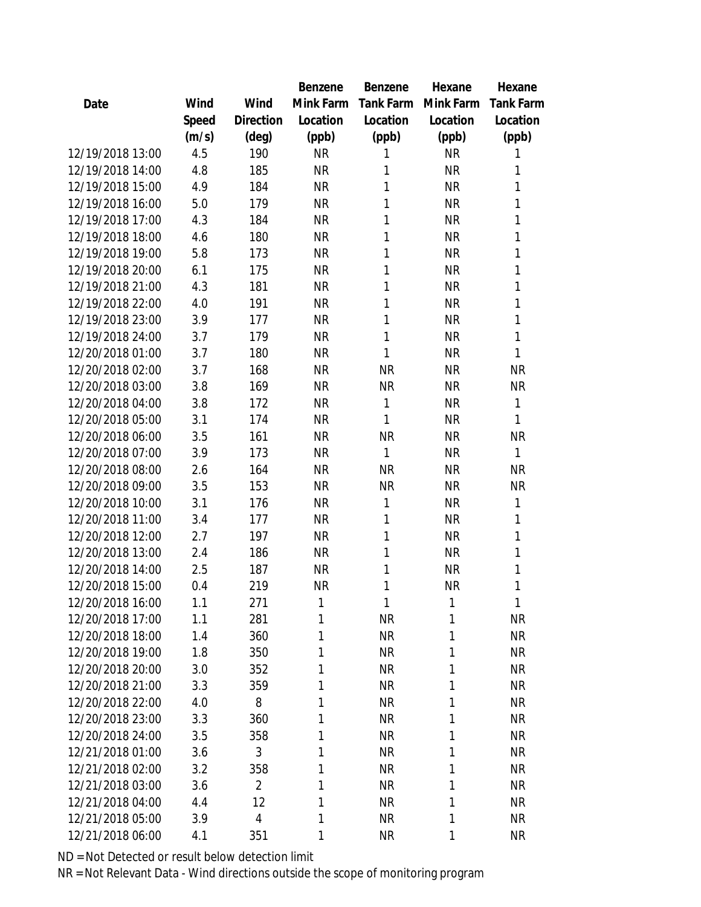| Date | Wind Speed (m/s) | Wind Direction (deg) | Benzene Mink Farm Location (ppb) | Benzene Tank Farm Location (ppb) | Hexane Mink Farm Location (ppb) | Hexane Tank Farm Location (ppb) |
|---|---|---|---|---|---|---|
| 12/19/2018 13:00 | 4.5 | 190 | NR | 1 | NR | 1 |
| 12/19/2018 14:00 | 4.8 | 185 | NR | 1 | NR | 1 |
| 12/19/2018 15:00 | 4.9 | 184 | NR | 1 | NR | 1 |
| 12/19/2018 16:00 | 5.0 | 179 | NR | 1 | NR | 1 |
| 12/19/2018 17:00 | 4.3 | 184 | NR | 1 | NR | 1 |
| 12/19/2018 18:00 | 4.6 | 180 | NR | 1 | NR | 1 |
| 12/19/2018 19:00 | 5.8 | 173 | NR | 1 | NR | 1 |
| 12/19/2018 20:00 | 6.1 | 175 | NR | 1 | NR | 1 |
| 12/19/2018 21:00 | 4.3 | 181 | NR | 1 | NR | 1 |
| 12/19/2018 22:00 | 4.0 | 191 | NR | 1 | NR | 1 |
| 12/19/2018 23:00 | 3.9 | 177 | NR | 1 | NR | 1 |
| 12/19/2018 24:00 | 3.7 | 179 | NR | 1 | NR | 1 |
| 12/20/2018 01:00 | 3.7 | 180 | NR | 1 | NR | 1 |
| 12/20/2018 02:00 | 3.7 | 168 | NR | NR | NR | NR |
| 12/20/2018 03:00 | 3.8 | 169 | NR | NR | NR | NR |
| 12/20/2018 04:00 | 3.8 | 172 | NR | 1 | NR | 1 |
| 12/20/2018 05:00 | 3.1 | 174 | NR | 1 | NR | 1 |
| 12/20/2018 06:00 | 3.5 | 161 | NR | NR | NR | NR |
| 12/20/2018 07:00 | 3.9 | 173 | NR | 1 | NR | 1 |
| 12/20/2018 08:00 | 2.6 | 164 | NR | NR | NR | NR |
| 12/20/2018 09:00 | 3.5 | 153 | NR | NR | NR | NR |
| 12/20/2018 10:00 | 3.1 | 176 | NR | 1 | NR | 1 |
| 12/20/2018 11:00 | 3.4 | 177 | NR | 1 | NR | 1 |
| 12/20/2018 12:00 | 2.7 | 197 | NR | 1 | NR | 1 |
| 12/20/2018 13:00 | 2.4 | 186 | NR | 1 | NR | 1 |
| 12/20/2018 14:00 | 2.5 | 187 | NR | 1 | NR | 1 |
| 12/20/2018 15:00 | 0.4 | 219 | NR | 1 | NR | 1 |
| 12/20/2018 16:00 | 1.1 | 271 | 1 | 1 | 1 | 1 |
| 12/20/2018 17:00 | 1.1 | 281 | 1 | NR | 1 | NR |
| 12/20/2018 18:00 | 1.4 | 360 | 1 | NR | 1 | NR |
| 12/20/2018 19:00 | 1.8 | 350 | 1 | NR | 1 | NR |
| 12/20/2018 20:00 | 3.0 | 352 | 1 | NR | 1 | NR |
| 12/20/2018 21:00 | 3.3 | 359 | 1 | NR | 1 | NR |
| 12/20/2018 22:00 | 4.0 | 8 | 1 | NR | 1 | NR |
| 12/20/2018 23:00 | 3.3 | 360 | 1 | NR | 1 | NR |
| 12/20/2018 24:00 | 3.5 | 358 | 1 | NR | 1 | NR |
| 12/21/2018 01:00 | 3.6 | 3 | 1 | NR | 1 | NR |
| 12/21/2018 02:00 | 3.2 | 358 | 1 | NR | 1 | NR |
| 12/21/2018 03:00 | 3.6 | 2 | 1 | NR | 1 | NR |
| 12/21/2018 04:00 | 4.4 | 12 | 1 | NR | 1 | NR |
| 12/21/2018 05:00 | 3.9 | 4 | 1 | NR | 1 | NR |
| 12/21/2018 06:00 | 4.1 | 351 | 1 | NR | 1 | NR |

ND = Not Detected or result below detection limit

NR = Not Relevant Data - Wind directions outside the scope of monitoring program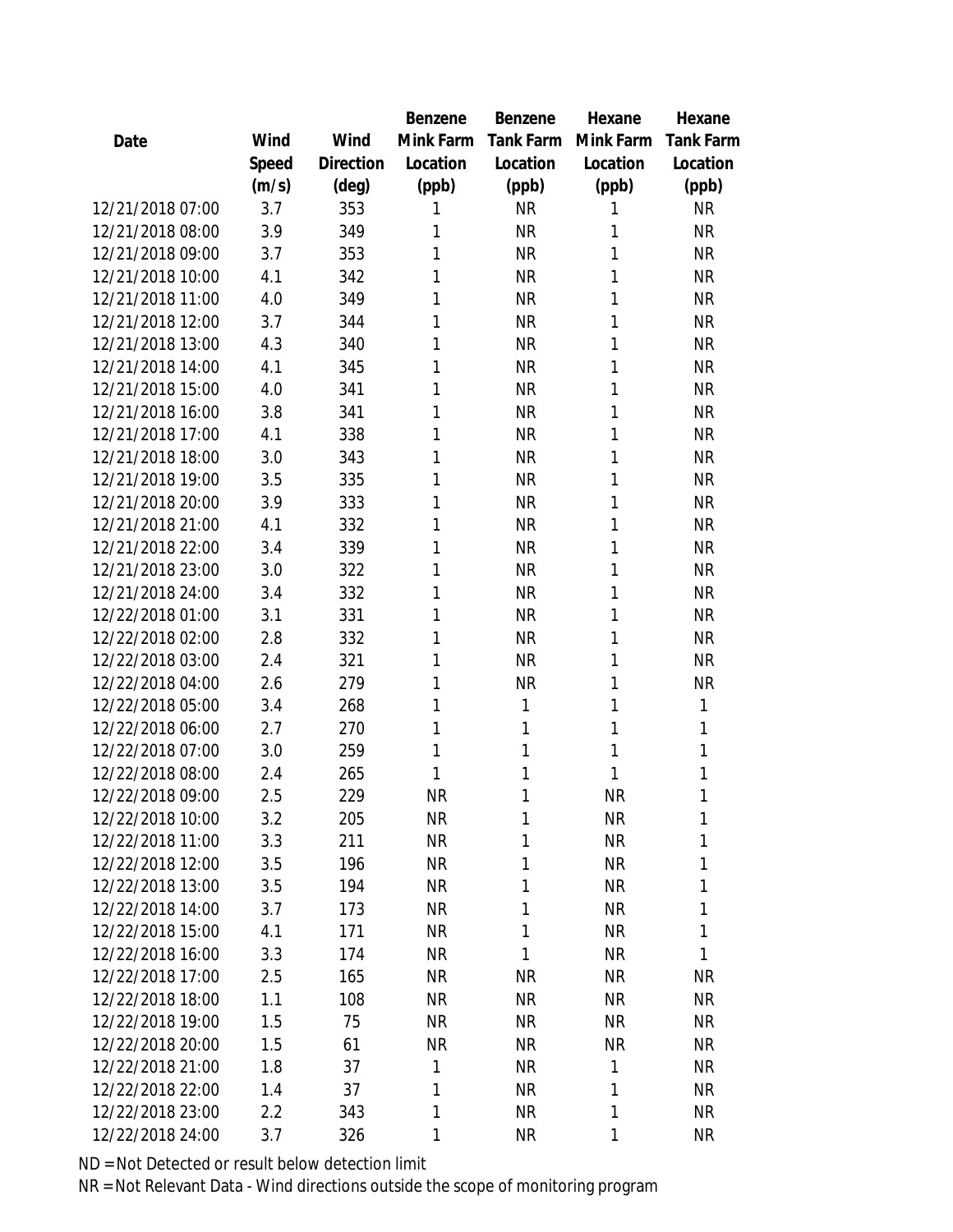| Date | Wind Speed (m/s) | Wind Direction (deg) | Benzene Mink Farm Location (ppb) | Benzene Tank Farm Location (ppb) | Hexane Mink Farm Location (ppb) | Hexane Tank Farm Location (ppb) |
|---|---|---|---|---|---|---|
| 12/21/2018 07:00 | 3.7 | 353 | 1 | NR | 1 | NR |
| 12/21/2018 08:00 | 3.9 | 349 | 1 | NR | 1 | NR |
| 12/21/2018 09:00 | 3.7 | 353 | 1 | NR | 1 | NR |
| 12/21/2018 10:00 | 4.1 | 342 | 1 | NR | 1 | NR |
| 12/21/2018 11:00 | 4.0 | 349 | 1 | NR | 1 | NR |
| 12/21/2018 12:00 | 3.7 | 344 | 1 | NR | 1 | NR |
| 12/21/2018 13:00 | 4.3 | 340 | 1 | NR | 1 | NR |
| 12/21/2018 14:00 | 4.1 | 345 | 1 | NR | 1 | NR |
| 12/21/2018 15:00 | 4.0 | 341 | 1 | NR | 1 | NR |
| 12/21/2018 16:00 | 3.8 | 341 | 1 | NR | 1 | NR |
| 12/21/2018 17:00 | 4.1 | 338 | 1 | NR | 1 | NR |
| 12/21/2018 18:00 | 3.0 | 343 | 1 | NR | 1 | NR |
| 12/21/2018 19:00 | 3.5 | 335 | 1 | NR | 1 | NR |
| 12/21/2018 20:00 | 3.9 | 333 | 1 | NR | 1 | NR |
| 12/21/2018 21:00 | 4.1 | 332 | 1 | NR | 1 | NR |
| 12/21/2018 22:00 | 3.4 | 339 | 1 | NR | 1 | NR |
| 12/21/2018 23:00 | 3.0 | 322 | 1 | NR | 1 | NR |
| 12/21/2018 24:00 | 3.4 | 332 | 1 | NR | 1 | NR |
| 12/22/2018 01:00 | 3.1 | 331 | 1 | NR | 1 | NR |
| 12/22/2018 02:00 | 2.8 | 332 | 1 | NR | 1 | NR |
| 12/22/2018 03:00 | 2.4 | 321 | 1 | NR | 1 | NR |
| 12/22/2018 04:00 | 2.6 | 279 | 1 | NR | 1 | NR |
| 12/22/2018 05:00 | 3.4 | 268 | 1 | 1 | 1 | 1 |
| 12/22/2018 06:00 | 2.7 | 270 | 1 | 1 | 1 | 1 |
| 12/22/2018 07:00 | 3.0 | 259 | 1 | 1 | 1 | 1 |
| 12/22/2018 08:00 | 2.4 | 265 | 1 | 1 | 1 | 1 |
| 12/22/2018 09:00 | 2.5 | 229 | NR | 1 | NR | 1 |
| 12/22/2018 10:00 | 3.2 | 205 | NR | 1 | NR | 1 |
| 12/22/2018 11:00 | 3.3 | 211 | NR | 1 | NR | 1 |
| 12/22/2018 12:00 | 3.5 | 196 | NR | 1 | NR | 1 |
| 12/22/2018 13:00 | 3.5 | 194 | NR | 1 | NR | 1 |
| 12/22/2018 14:00 | 3.7 | 173 | NR | 1 | NR | 1 |
| 12/22/2018 15:00 | 4.1 | 171 | NR | 1 | NR | 1 |
| 12/22/2018 16:00 | 3.3 | 174 | NR | 1 | NR | 1 |
| 12/22/2018 17:00 | 2.5 | 165 | NR | NR | NR | NR |
| 12/22/2018 18:00 | 1.1 | 108 | NR | NR | NR | NR |
| 12/22/2018 19:00 | 1.5 | 75 | NR | NR | NR | NR |
| 12/22/2018 20:00 | 1.5 | 61 | NR | NR | NR | NR |
| 12/22/2018 21:00 | 1.8 | 37 | 1 | NR | 1 | NR |
| 12/22/2018 22:00 | 1.4 | 37 | 1 | NR | 1 | NR |
| 12/22/2018 23:00 | 2.2 | 343 | 1 | NR | 1 | NR |
| 12/22/2018 24:00 | 3.7 | 326 | 1 | NR | 1 | NR |

ND = Not Detected or result below detection limit

NR = Not Relevant Data - Wind directions outside the scope of monitoring program